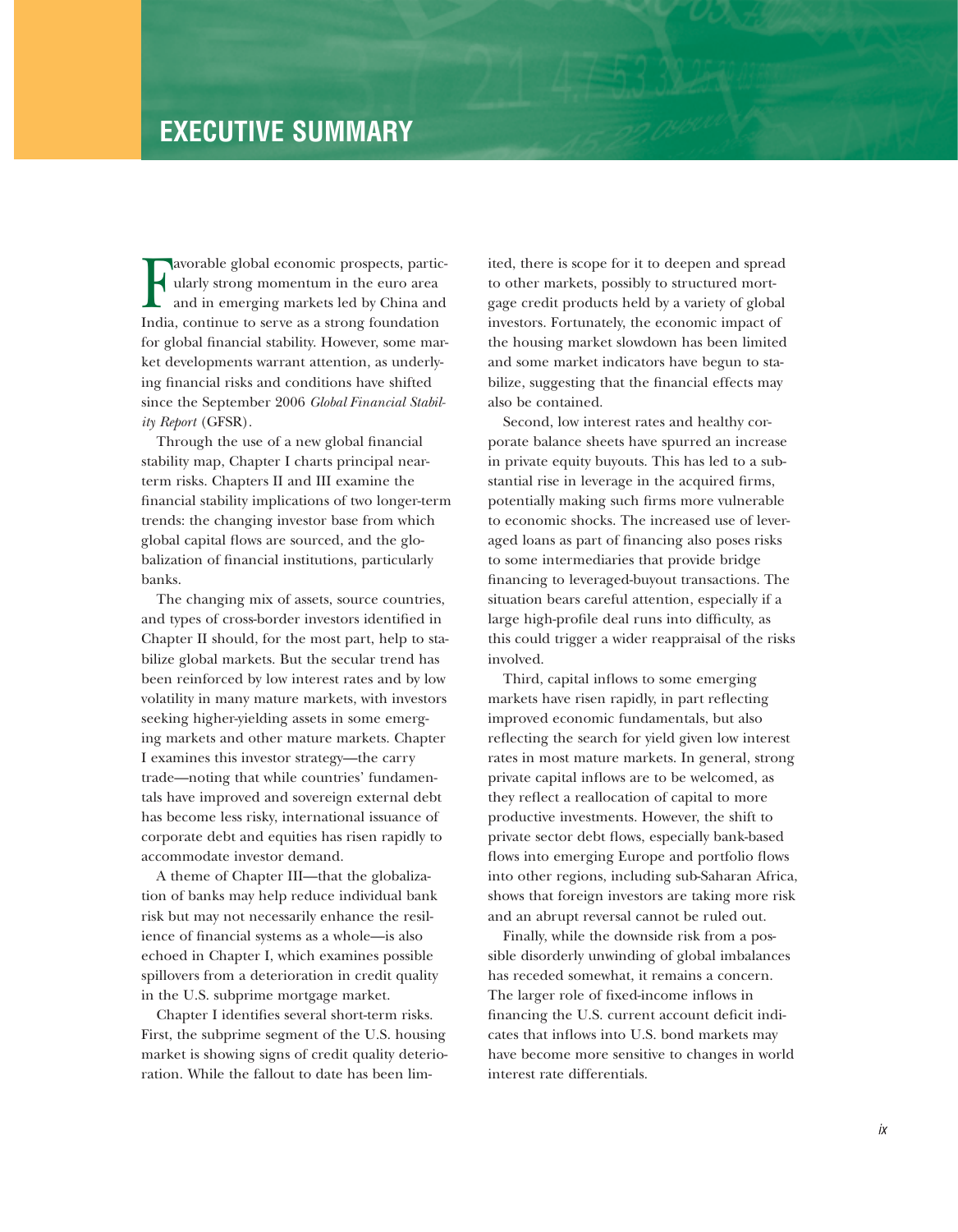# EXECUTIVE SUMMARY

Favorable global economic prospects, particularly strong momentum in the euro area and in emerging markets led by China and India, continue to serve as a strong foundation for global financial stability. However, some market developments warrant attention, as underlying financial risks and conditions have shifted since the September 2006 *Global Financial Stability Report* (GFSR).

Through the use of a new global financial stability map, Chapter I charts principal near-term risks. Chapters II and III examine the financial stability implications of two longer-term trends: the changing investor base from which global capital flows are sourced, and the globalization of financial institutions, particularly banks.

The changing mix of assets, source countries, and types of cross-border investors identified in Chapter II should, for the most part, help to stabilize global markets. But the secular trend has been reinforced by low interest rates and by low volatility in many mature markets, with investors seeking higher-yielding assets in some emerging markets and other mature markets. Chapter I examines this investor strategy—the carry trade—noting that while countries' fundamentals have improved and sovereign external debt has become less risky, international issuance of corporate debt and equities has risen rapidly to accommodate investor demand.

A theme of Chapter III—that the globalization of banks may help reduce individual bank risk but may not necessarily enhance the resilience of financial systems as a whole—is also echoed in Chapter I, which examines possible spillovers from a deterioration in credit quality in the U.S. subprime mortgage market.

Chapter I identifies several short-term risks. First, the subprime segment of the U.S. housing market is showing signs of credit quality deterioration. While the fallout to date has been limited, there is scope for it to deepen and spread to other markets, possibly to structured mortgage credit products held by a variety of global investors. Fortunately, the economic impact of the housing market slowdown has been limited and some market indicators have begun to stabilize, suggesting that the financial effects may also be contained.

Second, low interest rates and healthy corporate balance sheets have spurred an increase in private equity buyouts. This has led to a substantial rise in leverage in the acquired firms, potentially making such firms more vulnerable to economic shocks. The increased use of leveraged loans as part of financing also poses risks to some intermediaries that provide bridge financing to leveraged-buyout transactions. The situation bears careful attention, especially if a large high-profile deal runs into difficulty, as this could trigger a wider reappraisal of the risks involved.

Third, capital inflows to some emerging markets have risen rapidly, in part reflecting improved economic fundamentals, but also reflecting the search for yield given low interest rates in most mature markets. In general, strong private capital inflows are to be welcomed, as they reflect a reallocation of capital to more productive investments. However, the shift to private sector debt flows, especially bank-based flows into emerging Europe and portfolio flows into other regions, including sub-Saharan Africa, shows that foreign investors are taking more risk and an abrupt reversal cannot be ruled out.

Finally, while the downside risk from a possible disorderly unwinding of global imbalances has receded somewhat, it remains a concern. The larger role of fixed-income inflows in financing the U.S. current account deficit indicates that inflows into U.S. bond markets may have become more sensitive to changes in world interest rate differentials.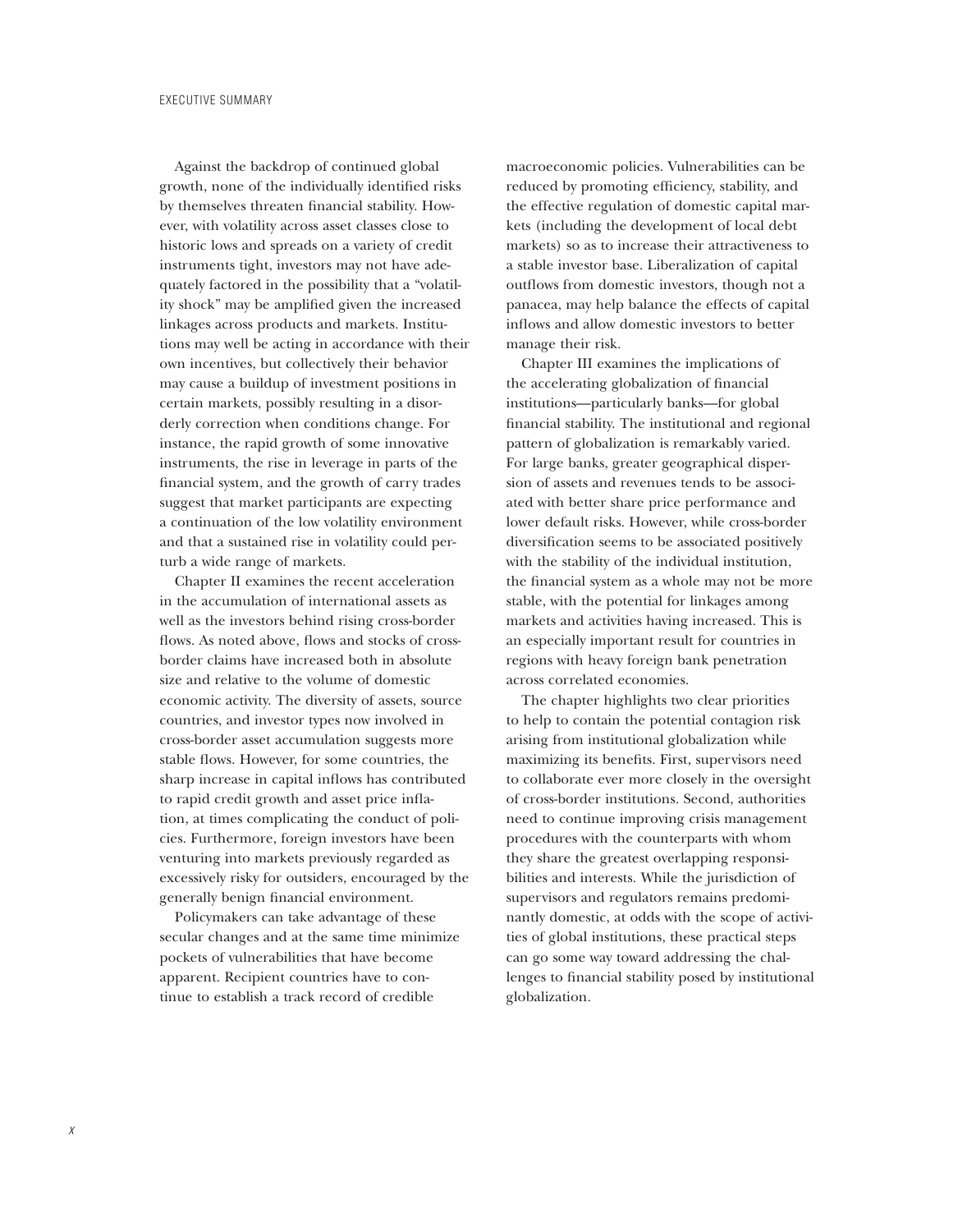Against the backdrop of continued global growth, none of the individually identified risks by themselves threaten financial stability. However, with volatility across asset classes close to historic lows and spreads on a variety of credit instruments tight, investors may not have adequately factored in the possibility that a "volatility shock" may be amplified given the increased linkages across products and markets. Institutions may well be acting in accordance with their own incentives, but collectively their behavior may cause a buildup of investment positions in certain markets, possibly resulting in a disorderly correction when conditions change. For instance, the rapid growth of some innovative instruments, the rise in leverage in parts of the financial system, and the growth of carry trades suggest that market participants are expecting a continuation of the low volatility environment and that a sustained rise in volatility could perturb a wide range of markets.

Chapter II examines the recent acceleration in the accumulation of international assets as well as the investors behind rising cross-border flows. As noted above, flows and stocks of cross-border claims have increased both in absolute size and relative to the volume of domestic economic activity. The diversity of assets, source countries, and investor types now involved in cross-border asset accumulation suggests more stable flows. However, for some countries, the sharp increase in capital inflows has contributed to rapid credit growth and asset price inflation, at times complicating the conduct of policies. Furthermore, foreign investors have been venturing into markets previously regarded as excessively risky for outsiders, encouraged by the generally benign financial environment.

Policymakers can take advantage of these secular changes and at the same time minimize pockets of vulnerabilities that have become apparent. Recipient countries have to continue to establish a track record of credible macroeconomic policies. Vulnerabilities can be reduced by promoting efficiency, stability, and the effective regulation of domestic capital markets (including the development of local debt markets) so as to increase their attractiveness to a stable investor base. Liberalization of capital outflows from domestic investors, though not a panacea, may help balance the effects of capital inflows and allow domestic investors to better manage their risk.

Chapter III examines the implications of the accelerating globalization of financial institutions—particularly banks—for global financial stability. The institutional and regional pattern of globalization is remarkably varied. For large banks, greater geographical dispersion of assets and revenues tends to be associated with better share price performance and lower default risks. However, while cross-border diversification seems to be associated positively with the stability of the individual institution, the financial system as a whole may not be more stable, with the potential for linkages among markets and activities having increased. This is an especially important result for countries in regions with heavy foreign bank penetration across correlated economies.

The chapter highlights two clear priorities to help to contain the potential contagion risk arising from institutional globalization while maximizing its benefits. First, supervisors need to collaborate ever more closely in the oversight of cross-border institutions. Second, authorities need to continue improving crisis management procedures with the counterparts with whom they share the greatest overlapping responsibilities and interests. While the jurisdiction of supervisors and regulators remains predominantly domestic, at odds with the scope of activities of global institutions, these practical steps can go some way toward addressing the challenges to financial stability posed by institutional globalization.